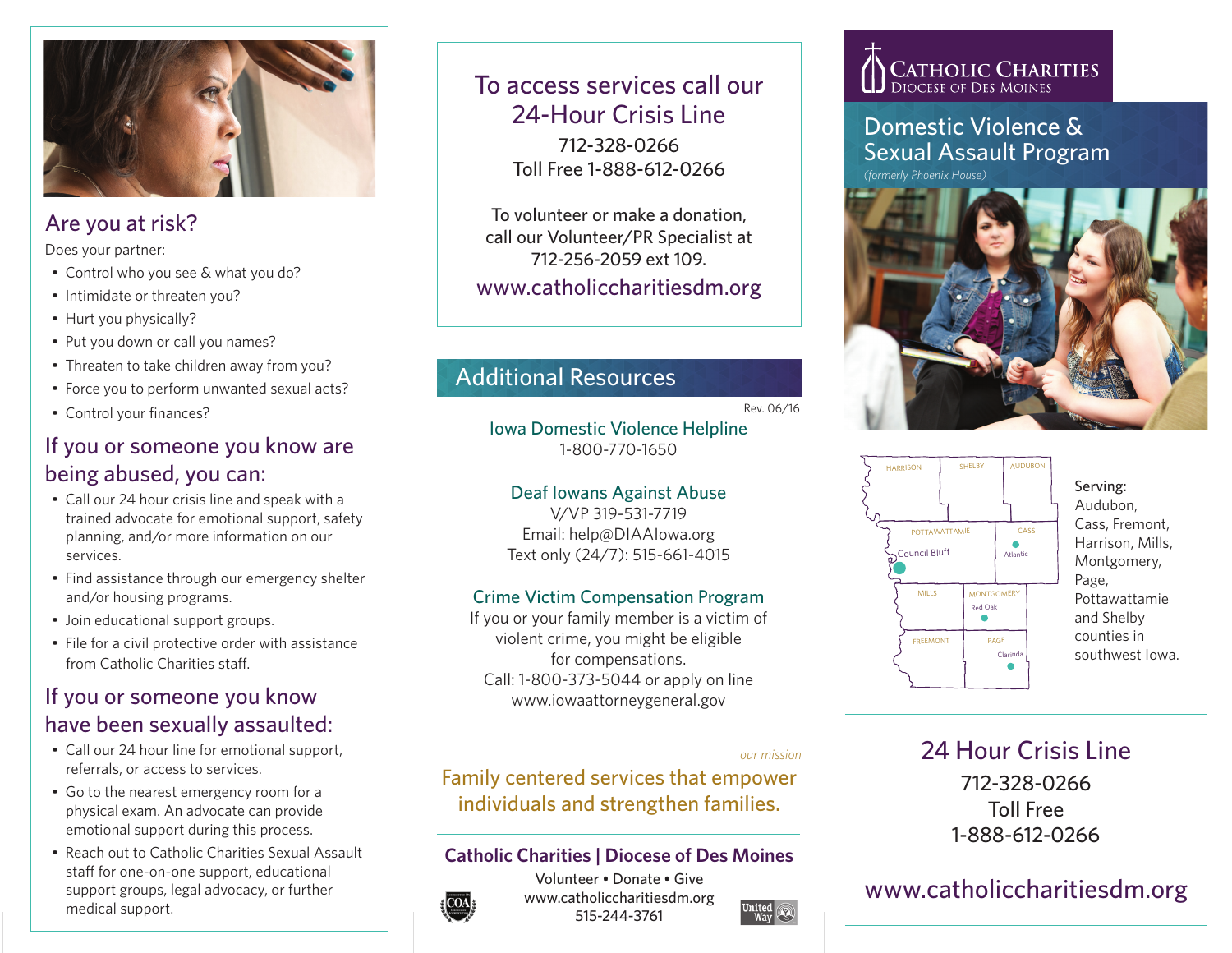## Are you at risk?

Does your partner:

- Control who you see & what you do?
- Intimidate or threaten you?
- Hurt you physically?
- Put you down or call you names?
- Threaten to take children away from you?
- Force you to perform unwanted sexual acts?
- Control your finances?

## If you or someone you know are being abused, you can:

- Call our 24 hour crisis line and speak with a trained advocate for emotional support, safety planning, and/or more information on our services.
- Find assistance through our emergency shelter and/or housing programs.
- Join educational support groups.
- File for a civil protective order with assistance from Catholic Charities staff.

## If you or someone you know have been sexually assaulted:

- Call our 24 hour line for emotional support, referrals, or access to services.
- Go to the nearest emergency room for a physical exam. An advocate can provide emotional support during this process.
- Reach out to Catholic Charities Sexual Assault staff for one-on-one support, educational support groups, legal advocacy, or further medical support.

## To access services call our 24-Hour Crisis Line

712-328-0266
Toll Free 1-888-612-0266

To volunteer or make a donation, call our Volunteer/PR Specialist at 712-256-2059 ext 109.

www.catholiccharitiesdm.org

## Additional Resources

Rev. 06/16

**Iowa Domestic Violence Helpline**
1-800-770-1650

**Deaf Iowans Against Abuse**
V/VP 319-531-7719
Email: help@DIAAIowa.org
Text only (24/7): 515-661-4015

**Crime Victim Compensation Program**
If you or your family member is a victim of violent crime, you might be eligible for compensations.
Call: 1-800-373-5044 or apply on line
www.iowaattorneygeneral.gov

*our mission*

Family centered services that empower individuals and strengthen families.

**Catholic Charities | Diocese of Des Moines**
Volunteer ▪ Donate ▪ Give
www.catholiccharitiesdm.org
515-244-3761

COA · United Way

# Catholic Charities
Diocese of Des Moines

## Domestic Violence & Sexual Assault Program

*(formerly Phoenix House)*

Map labels: Harrison, Shelby, Audubon, Pottawattamie, Council Bluff, Cass, Atlantic, Mills, Montgomery, Red Oak, Fremont, Page, Clarinda

Serving: Audubon, Cass, Fremont, Harrison, Mills, Montgomery, Page, Pottawattamie and Shelby counties in southwest Iowa.

## 24 Hour Crisis Line

712-328-0266
Toll Free
1-888-612-0266

www.catholiccharitiesdm.org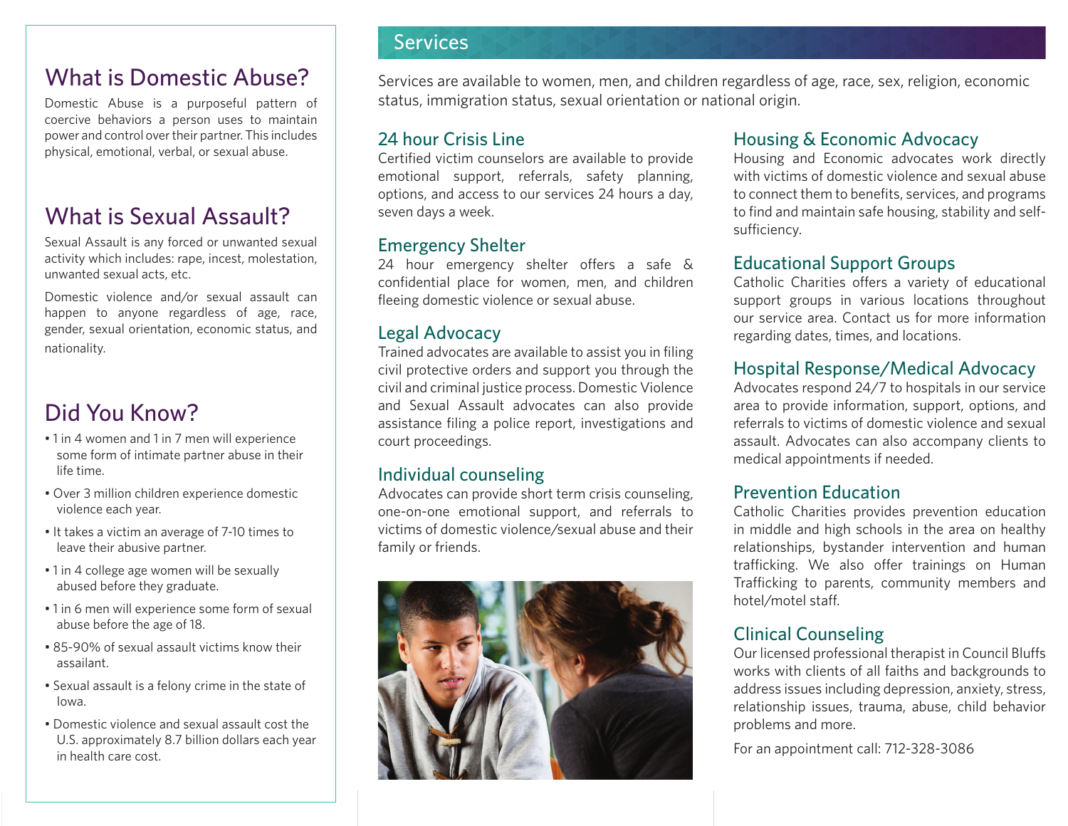## What is Domestic Abuse?

Domestic Abuse is a purposeful pattern of coercive behaviors a person uses to maintain power and control over their partner. This includes physical, emotional, verbal, or sexual abuse.

## What is Sexual Assault?

Sexual Assault is any forced or unwanted sexual activity which includes: rape, incest, molestation, unwanted sexual acts, etc.

Domestic violence and/or sexual assault can happen to anyone regardless of age, race, gender, sexual orientation, economic status, and nationality.

## Did You Know?

- 1 in 4 women and 1 in 7 men will experience some form of intimate partner abuse in their life time.
- Over 3 million children experience domestic violence each year.
- It takes a victim an average of 7-10 times to leave their abusive partner.
- 1 in 4 college age women will be sexually abused before they graduate.
- 1 in 6 men will experience some form of sexual abuse before the age of 18.
- 85-90% of sexual assault victims know their assailant.
- Sexual assault is a felony crime in the state of Iowa.
- Domestic violence and sexual assault cost the U.S. approximately 8.7 billion dollars each year in health care cost.

## Services

Services are available to women, men, and children regardless of age, race, sex, religion, economic status, immigration status, sexual orientation or national origin.

### 24 hour Crisis Line

Certified victim counselors are available to provide emotional support, referrals, safety planning, options, and access to our services 24 hours a day, seven days a week.

### Emergency Shelter

24 hour emergency shelter offers a safe & confidential place for women, men, and children fleeing domestic violence or sexual abuse.

### Legal Advocacy

Trained advocates are available to assist you in filing civil protective orders and support you through the civil and criminal justice process. Domestic Violence and Sexual Assault advocates can also provide assistance filing a police report, investigations and court proceedings.

### Individual counseling

Advocates can provide short term crisis counseling, one-on-one emotional support, and referrals to victims of domestic violence/sexual abuse and their family or friends.

### Housing & Economic Advocacy

Housing and Economic advocates work directly with victims of domestic violence and sexual abuse to connect them to benefits, services, and programs to find and maintain safe housing, stability and self-sufficiency.

### Educational Support Groups

Catholic Charities offers a variety of educational support groups in various locations throughout our service area. Contact us for more information regarding dates, times, and locations.

### Hospital Response/Medical Advocacy

Advocates respond 24/7 to hospitals in our service area to provide information, support, options, and referrals to victims of domestic violence and sexual assault. Advocates can also accompany clients to medical appointments if needed.

### Prevention Education

Catholic Charities provides prevention education in middle and high schools in the area on healthy relationships, bystander intervention and human trafficking. We also offer trainings on Human Trafficking to parents, community members and hotel/motel staff.

### Clinical Counseling

Our licensed professional therapist in Council Bluffs works with clients of all faiths and backgrounds to address issues including depression, anxiety, stress, relationship issues, trauma, abuse, child behavior problems and more.

For an appointment call: 712-328-3086